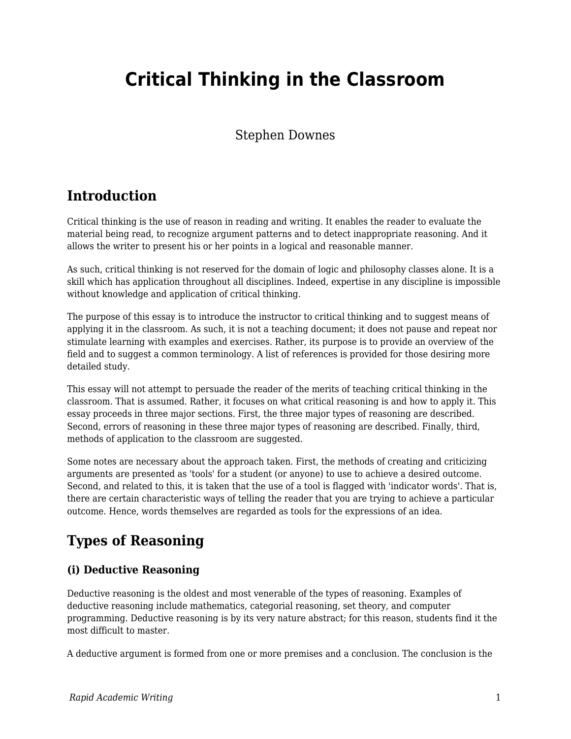# Critical Thinking in the Classroom

Stephen Downes

## Introduction

Critical thinking is the use of reason in reading and writing. It enables the reader to evaluate the material being read, to recognize argument patterns and to detect inappropriate reasoning. And it allows the writer to present his or her points in a logical and reasonable manner.

As such, critical thinking is not reserved for the domain of logic and philosophy classes alone. It is a skill which has application throughout all disciplines. Indeed, expertise in any discipline is impossible without knowledge and application of critical thinking.

The purpose of this essay is to introduce the instructor to critical thinking and to suggest means of applying it in the classroom. As such, it is not a teaching document; it does not pause and repeat nor stimulate learning with examples and exercises. Rather, its purpose is to provide an overview of the field and to suggest a common terminology. A list of references is provided for those desiring more detailed study.

This essay will not attempt to persuade the reader of the merits of teaching critical thinking in the classroom. That is assumed. Rather, it focuses on what critical reasoning is and how to apply it. This essay proceeds in three major sections. First, the three major types of reasoning are described. Second, errors of reasoning in these three major types of reasoning are described. Finally, third, methods of application to the classroom are suggested.

Some notes are necessary about the approach taken. First, the methods of creating and criticizing arguments are presented as 'tools' for a student (or anyone) to use to achieve a desired outcome. Second, and related to this, it is taken that the use of a tool is flagged with 'indicator words'. That is, there are certain characteristic ways of telling the reader that you are trying to achieve a particular outcome. Hence, words themselves are regarded as tools for the expressions of an idea.

## Types of Reasoning

### (i) Deductive Reasoning

Deductive reasoning is the oldest and most venerable of the types of reasoning. Examples of deductive reasoning include mathematics, categorial reasoning, set theory, and computer programming. Deductive reasoning is by its very nature abstract; for this reason, students find it the most difficult to master.

A deductive argument is formed from one or more premises and a conclusion. The conclusion is the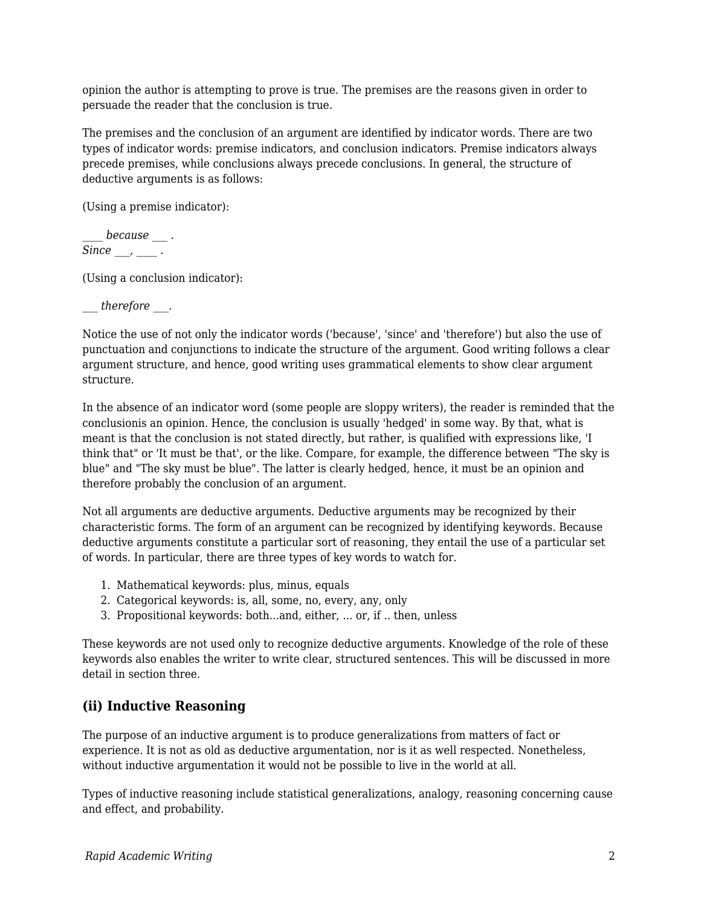opinion the author is attempting to prove is true. The premises are the reasons given in order to persuade the reader that the conclusion is true.

The premises and the conclusion of an argument are identified by indicator words. There are two types of indicator words: premise indicators, and conclusion indicators. Premise indicators always precede premises, while conclusions always precede conclusions. In general, the structure of deductive arguments is as follows:

(Using a premise indicator):

*____ because ___ .*
*Since ___, ____ .*

(Using a conclusion indicator):

*___ therefore ___.*

Notice the use of not only the indicator words ('because', 'since' and 'therefore') but also the use of punctuation and conjunctions to indicate the structure of the argument. Good writing follows a clear argument structure, and hence, good writing uses grammatical elements to show clear argument structure.

In the absence of an indicator word (some people are sloppy writers), the reader is reminded that the conclusionis an opinion. Hence, the conclusion is usually 'hedged' in some way. By that, what is meant is that the conclusion is not stated directly, but rather, is qualified with expressions like, 'I think that" or 'It must be that', or the like. Compare, for example, the difference between "The sky is blue" and "The sky must be blue". The latter is clearly hedged, hence, it must be an opinion and therefore probably the conclusion of an argument.

Not all arguments are deductive arguments. Deductive arguments may be recognized by their characteristic forms. The form of an argument can be recognized by identifying keywords. Because deductive arguments constitute a particular sort of reasoning, they entail the use of a particular set of words. In particular, there are three types of key words to watch for.

1. Mathematical keywords: plus, minus, equals
2. Categorical keywords: is, all, some, no, every, any, only
3. Propositional keywords: both...and, either, ... or, if .. then, unless

These keywords are not used only to recognize deductive arguments. Knowledge of the role of these keywords also enables the writer to write clear, structured sentences. This will be discussed in more detail in section three.

### (ii) Inductive Reasoning

The purpose of an inductive argument is to produce generalizations from matters of fact or experience. It is not as old as deductive argumentation, nor is it as well respected. Nonetheless, without inductive argumentation it would not be possible to live in the world at all.

Types of inductive reasoning include statistical generalizations, analogy, reasoning concerning cause and effect, and probability.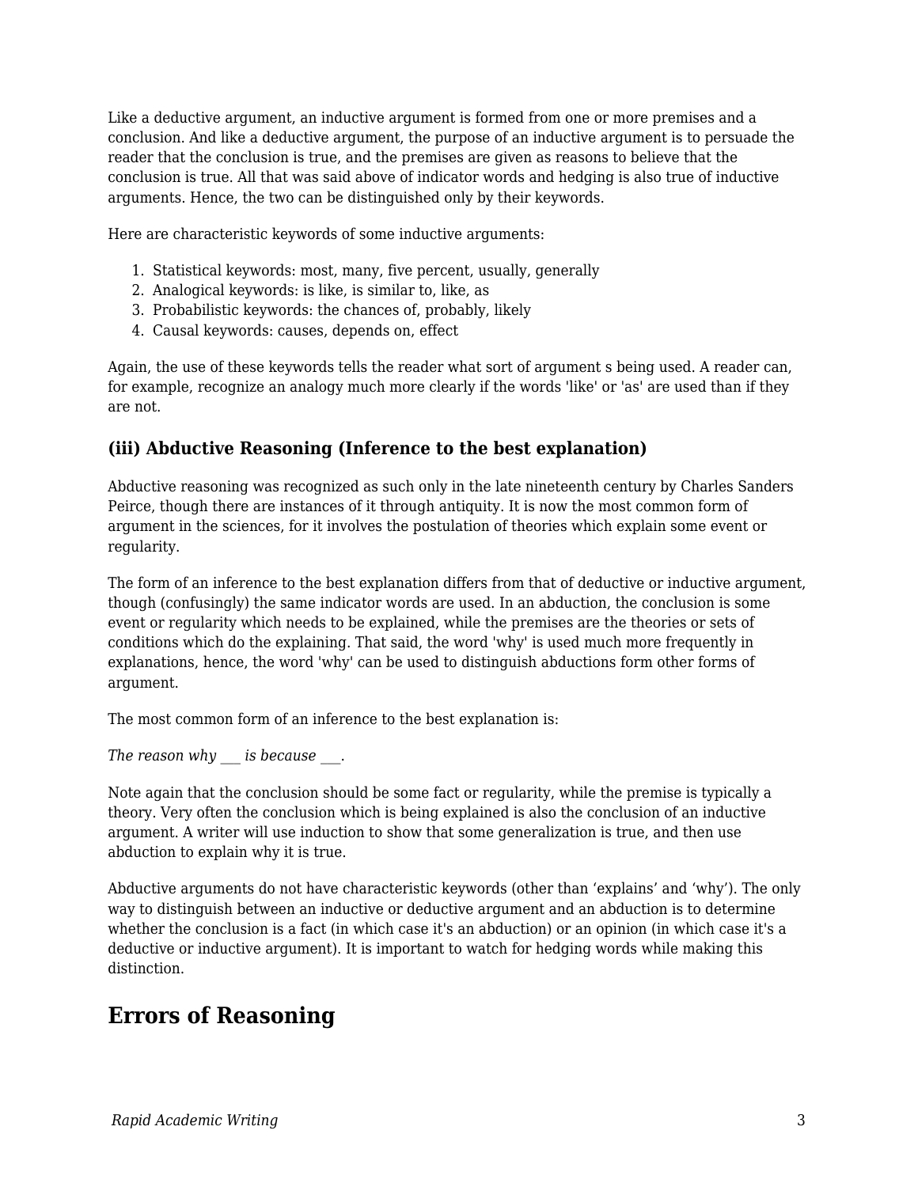Like a deductive argument, an inductive argument is formed from one or more premises and a conclusion. And like a deductive argument, the purpose of an inductive argument is to persuade the reader that the conclusion is true, and the premises are given as reasons to believe that the conclusion is true. All that was said above of indicator words and hedging is also true of inductive arguments. Hence, the two can be distinguished only by their keywords.

Here are characteristic keywords of some inductive arguments:

1. Statistical keywords: most, many, five percent, usually, generally
2. Analogical keywords: is like, is similar to, like, as
3. Probabilistic keywords: the chances of, probably, likely
4. Causal keywords: causes, depends on, effect

Again, the use of these keywords tells the reader what sort of argument s being used. A reader can, for example, recognize an analogy much more clearly if the words 'like' or 'as' are used than if they are not.

### (iii) Abductive Reasoning (Inference to the best explanation)

Abductive reasoning was recognized as such only in the late nineteenth century by Charles Sanders Peirce, though there are instances of it through antiquity. It is now the most common form of argument in the sciences, for it involves the postulation of theories which explain some event or regularity.

The form of an inference to the best explanation differs from that of deductive or inductive argument, though (confusingly) the same indicator words are used. In an abduction, the conclusion is some event or regularity which needs to be explained, while the premises are the theories or sets of conditions which do the explaining. That said, the word 'why' is used much more frequently in explanations, hence, the word 'why' can be used to distinguish abductions form other forms of argument.

The most common form of an inference to the best explanation is:

*The reason why ___ is because ___.*

Note again that the conclusion should be some fact or regularity, while the premise is typically a theory. Very often the conclusion which is being explained is also the conclusion of an inductive argument. A writer will use induction to show that some generalization is true, and then use abduction to explain why it is true.

Abductive arguments do not have characteristic keywords (other than ‘explains’ and ‘why’). The only way to distinguish between an inductive or deductive argument and an abduction is to determine whether the conclusion is a fact (in which case it's an abduction) or an opinion (in which case it's a deductive or inductive argument). It is important to watch for hedging words while making this distinction.

## Errors of Reasoning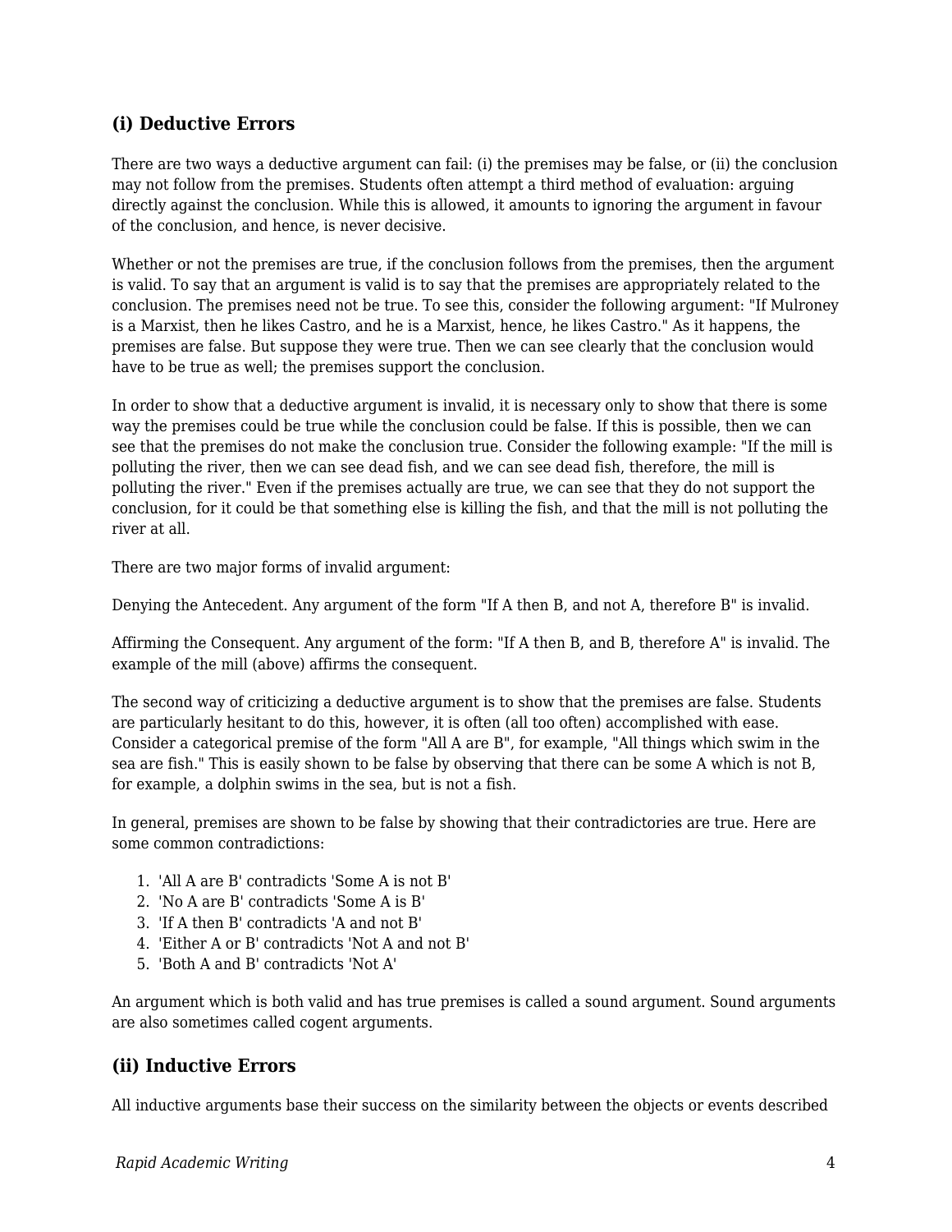### (i) Deductive Errors

There are two ways a deductive argument can fail: (i) the premises may be false, or (ii) the conclusion may not follow from the premises. Students often attempt a third method of evaluation: arguing directly against the conclusion. While this is allowed, it amounts to ignoring the argument in favour of the conclusion, and hence, is never decisive.

Whether or not the premises are true, if the conclusion follows from the premises, then the argument is valid. To say that an argument is valid is to say that the premises are appropriately related to the conclusion. The premises need not be true. To see this, consider the following argument: "If Mulroney is a Marxist, then he likes Castro, and he is a Marxist, hence, he likes Castro." As it happens, the premises are false. But suppose they were true. Then we can see clearly that the conclusion would have to be true as well; the premises support the conclusion.

In order to show that a deductive argument is invalid, it is necessary only to show that there is some way the premises could be true while the conclusion could be false. If this is possible, then we can see that the premises do not make the conclusion true. Consider the following example: "If the mill is polluting the river, then we can see dead fish, and we can see dead fish, therefore, the mill is polluting the river." Even if the premises actually are true, we can see that they do not support the conclusion, for it could be that something else is killing the fish, and that the mill is not polluting the river at all.

There are two major forms of invalid argument:

Denying the Antecedent. Any argument of the form "If A then B, and not A, therefore B" is invalid.

Affirming the Consequent. Any argument of the form: "If A then B, and B, therefore A" is invalid. The example of the mill (above) affirms the consequent.

The second way of criticizing a deductive argument is to show that the premises are false. Students are particularly hesitant to do this, however, it is often (all too often) accomplished with ease. Consider a categorical premise of the form "All A are B", for example, "All things which swim in the sea are fish." This is easily shown to be false by observing that there can be some A which is not B, for example, a dolphin swims in the sea, but is not a fish.

In general, premises are shown to be false by showing that their contradictories are true. Here are some common contradictions:

1. 'All A are B' contradicts 'Some A is not B'
2. 'No A are B' contradicts 'Some A is B'
3. 'If A then B' contradicts 'A and not B'
4. 'Either A or B' contradicts 'Not A and not B'
5. 'Both A and B' contradicts 'Not A'

An argument which is both valid and has true premises is called a sound argument. Sound arguments are also sometimes called cogent arguments.

### (ii) Inductive Errors

All inductive arguments base their success on the similarity between the objects or events described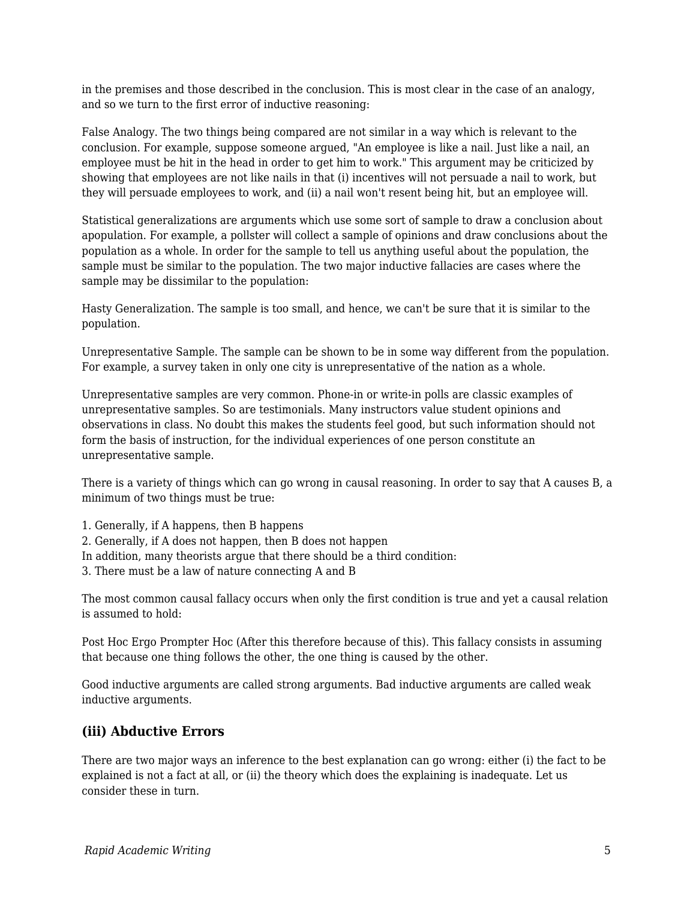in the premises and those described in the conclusion. This is most clear in the case of an analogy, and so we turn to the first error of inductive reasoning:

False Analogy. The two things being compared are not similar in a way which is relevant to the conclusion. For example, suppose someone argued, "An employee is like a nail. Just like a nail, an employee must be hit in the head in order to get him to work." This argument may be criticized by showing that employees are not like nails in that (i) incentives will not persuade a nail to work, but they will persuade employees to work, and (ii) a nail won't resent being hit, but an employee will.

Statistical generalizations are arguments which use some sort of sample to draw a conclusion about apopulation. For example, a pollster will collect a sample of opinions and draw conclusions about the population as a whole. In order for the sample to tell us anything useful about the population, the sample must be similar to the population. The two major inductive fallacies are cases where the sample may be dissimilar to the population:

Hasty Generalization. The sample is too small, and hence, we can't be sure that it is similar to the population.

Unrepresentative Sample. The sample can be shown to be in some way different from the population. For example, a survey taken in only one city is unrepresentative of the nation as a whole.

Unrepresentative samples are very common. Phone-in or write-in polls are classic examples of unrepresentative samples. So are testimonials. Many instructors value student opinions and observations in class. No doubt this makes the students feel good, but such information should not form the basis of instruction, for the individual experiences of one person constitute an unrepresentative sample.

There is a variety of things which can go wrong in causal reasoning. In order to say that A causes B, a minimum of two things must be true:

1. Generally, if A happens, then B happens
2. Generally, if A does not happen, then B does not happen

In addition, many theorists argue that there should be a third condition:

3. There must be a law of nature connecting A and B

The most common causal fallacy occurs when only the first condition is true and yet a causal relation is assumed to hold:

Post Hoc Ergo Prompter Hoc (After this therefore because of this). This fallacy consists in assuming that because one thing follows the other, the one thing is caused by the other.

Good inductive arguments are called strong arguments. Bad inductive arguments are called weak inductive arguments.

### (iii) Abductive Errors

There are two major ways an inference to the best explanation can go wrong: either (i) the fact to be explained is not a fact at all, or (ii) the theory which does the explaining is inadequate. Let us consider these in turn.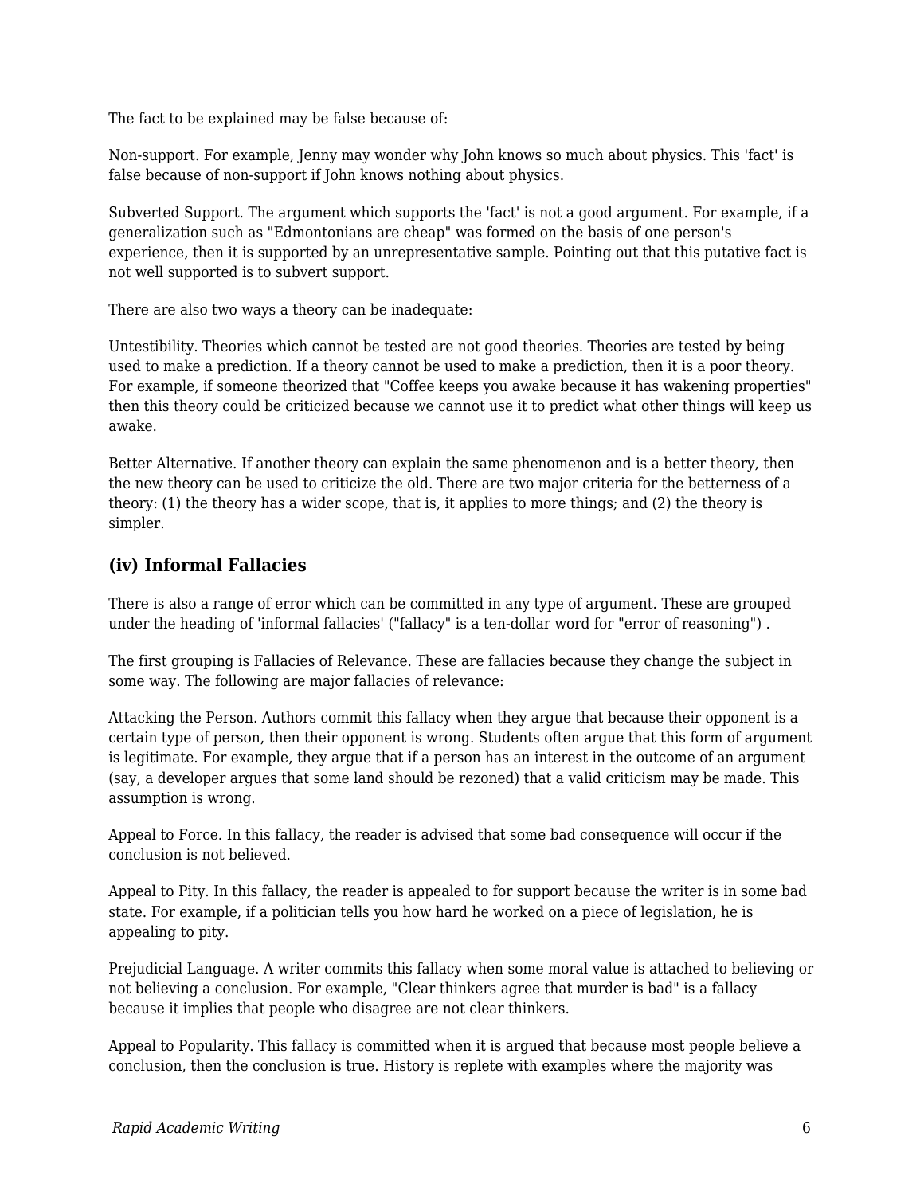The fact to be explained may be false because of:

Non-support. For example, Jenny may wonder why John knows so much about physics. This 'fact' is false because of non-support if John knows nothing about physics.

Subverted Support. The argument which supports the 'fact' is not a good argument. For example, if a generalization such as "Edmontonians are cheap" was formed on the basis of one person's experience, then it is supported by an unrepresentative sample. Pointing out that this putative fact is not well supported is to subvert support.

There are also two ways a theory can be inadequate:

Untestibility. Theories which cannot be tested are not good theories. Theories are tested by being used to make a prediction. If a theory cannot be used to make a prediction, then it is a poor theory. For example, if someone theorized that "Coffee keeps you awake because it has wakening properties" then this theory could be criticized because we cannot use it to predict what other things will keep us awake.

Better Alternative. If another theory can explain the same phenomenon and is a better theory, then the new theory can be used to criticize the old. There are two major criteria for the betterness of a theory: (1) the theory has a wider scope, that is, it applies to more things; and (2) the theory is simpler.

### (iv) Informal Fallacies

There is also a range of error which can be committed in any type of argument. These are grouped under the heading of 'informal fallacies' ("fallacy" is a ten-dollar word for "error of reasoning") .

The first grouping is Fallacies of Relevance. These are fallacies because they change the subject in some way. The following are major fallacies of relevance:

Attacking the Person. Authors commit this fallacy when they argue that because their opponent is a certain type of person, then their opponent is wrong. Students often argue that this form of argument is legitimate. For example, they argue that if a person has an interest in the outcome of an argument (say, a developer argues that some land should be rezoned) that a valid criticism may be made. This assumption is wrong.

Appeal to Force. In this fallacy, the reader is advised that some bad consequence will occur if the conclusion is not believed.

Appeal to Pity. In this fallacy, the reader is appealed to for support because the writer is in some bad state. For example, if a politician tells you how hard he worked on a piece of legislation, he is appealing to pity.

Prejudicial Language. A writer commits this fallacy when some moral value is attached to believing or not believing a conclusion. For example, "Clear thinkers agree that murder is bad" is a fallacy because it implies that people who disagree are not clear thinkers.

Appeal to Popularity. This fallacy is committed when it is argued that because most people believe a conclusion, then the conclusion is true. History is replete with examples where the majority was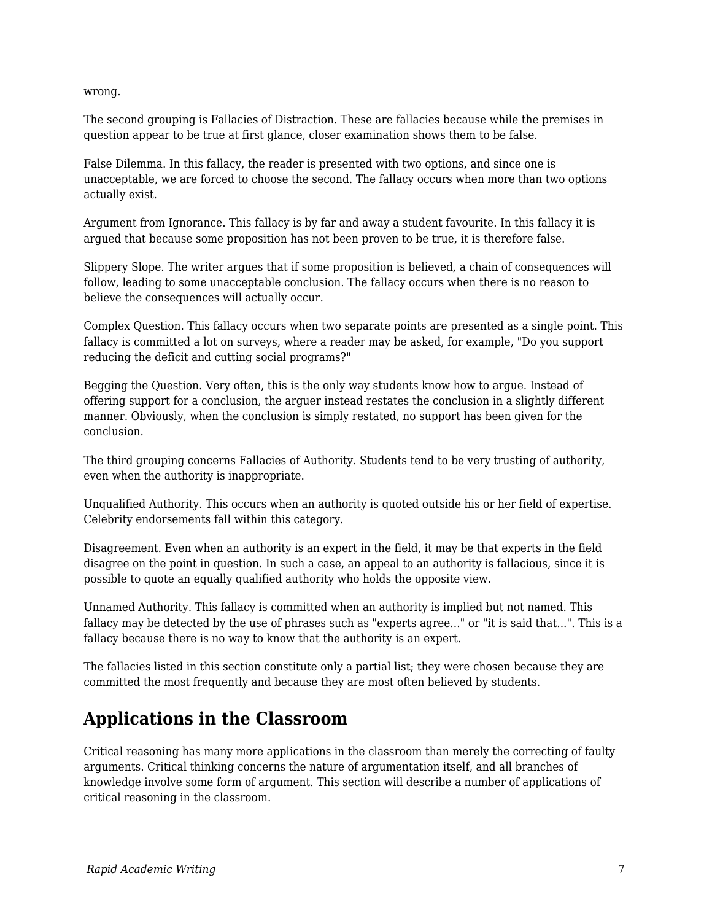wrong.

The second grouping is Fallacies of Distraction. These are fallacies because while the premises in question appear to be true at first glance, closer examination shows them to be false.

False Dilemma. In this fallacy, the reader is presented with two options, and since one is unacceptable, we are forced to choose the second. The fallacy occurs when more than two options actually exist.

Argument from Ignorance. This fallacy is by far and away a student favourite. In this fallacy it is argued that because some proposition has not been proven to be true, it is therefore false.

Slippery Slope. The writer argues that if some proposition is believed, a chain of consequences will follow, leading to some unacceptable conclusion. The fallacy occurs when there is no reason to believe the consequences will actually occur.

Complex Question. This fallacy occurs when two separate points are presented as a single point. This fallacy is committed a lot on surveys, where a reader may be asked, for example, "Do you support reducing the deficit and cutting social programs?"

Begging the Question. Very often, this is the only way students know how to argue. Instead of offering support for a conclusion, the arguer instead restates the conclusion in a slightly different manner. Obviously, when the conclusion is simply restated, no support has been given for the conclusion.

The third grouping concerns Fallacies of Authority. Students tend to be very trusting of authority, even when the authority is inappropriate.

Unqualified Authority. This occurs when an authority is quoted outside his or her field of expertise. Celebrity endorsements fall within this category.

Disagreement. Even when an authority is an expert in the field, it may be that experts in the field disagree on the point in question. In such a case, an appeal to an authority is fallacious, since it is possible to quote an equally qualified authority who holds the opposite view.

Unnamed Authority. This fallacy is committed when an authority is implied but not named. This fallacy may be detected by the use of phrases such as "experts agree..." or "it is said that...". This is a fallacy because there is no way to know that the authority is an expert.

The fallacies listed in this section constitute only a partial list; they were chosen because they are committed the most frequently and because they are most often believed by students.

## Applications in the Classroom

Critical reasoning has many more applications in the classroom than merely the correcting of faulty arguments. Critical thinking concerns the nature of argumentation itself, and all branches of knowledge involve some form of argument. This section will describe a number of applications of critical reasoning in the classroom.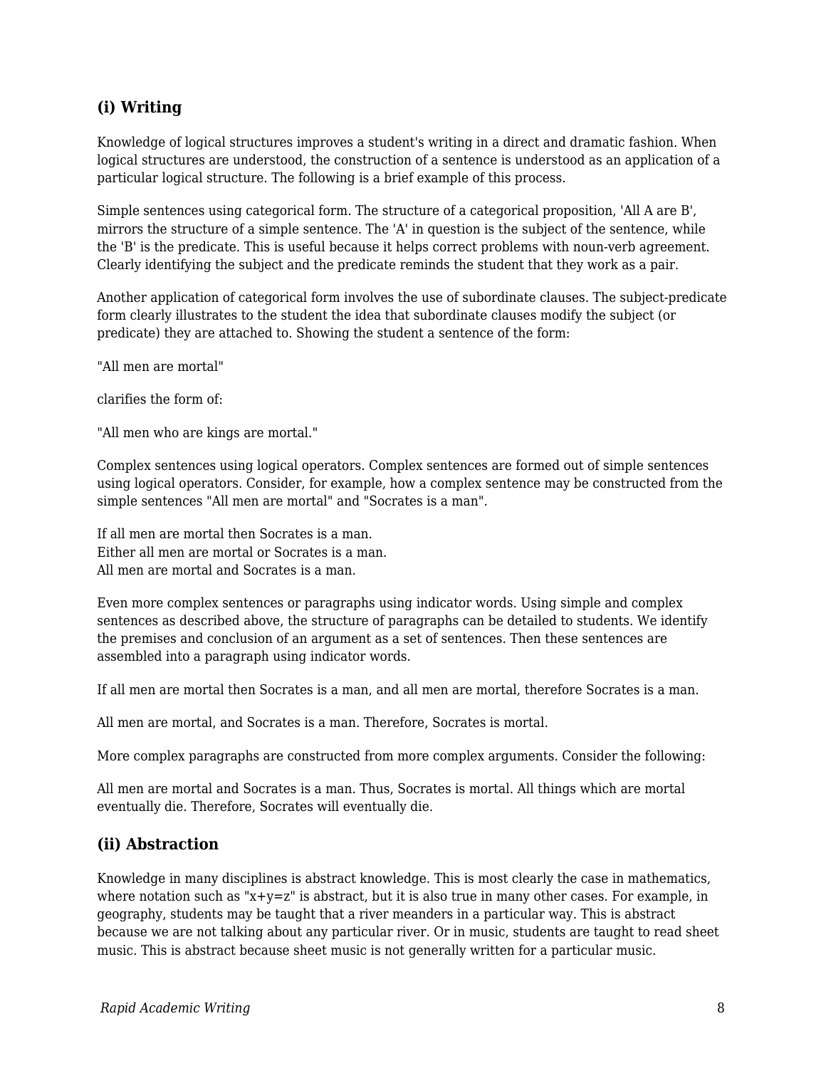### (i) Writing

Knowledge of logical structures improves a student's writing in a direct and dramatic fashion. When logical structures are understood, the construction of a sentence is understood as an application of a particular logical structure. The following is a brief example of this process.

Simple sentences using categorical form. The structure of a categorical proposition, 'All A are B', mirrors the structure of a simple sentence. The 'A' in question is the subject of the sentence, while the 'B' is the predicate. This is useful because it helps correct problems with noun-verb agreement. Clearly identifying the subject and the predicate reminds the student that they work as a pair.

Another application of categorical form involves the use of subordinate clauses. The subject-predicate form clearly illustrates to the student the idea that subordinate clauses modify the subject (or predicate) they are attached to. Showing the student a sentence of the form:

"All men are mortal"

clarifies the form of:

"All men who are kings are mortal."

Complex sentences using logical operators. Complex sentences are formed out of simple sentences using logical operators. Consider, for example, how a complex sentence may be constructed from the simple sentences "All men are mortal" and "Socrates is a man".

If all men are mortal then Socrates is a man.
Either all men are mortal or Socrates is a man.
All men are mortal and Socrates is a man.

Even more complex sentences or paragraphs using indicator words. Using simple and complex sentences as described above, the structure of paragraphs can be detailed to students. We identify the premises and conclusion of an argument as a set of sentences. Then these sentences are assembled into a paragraph using indicator words.

If all men are mortal then Socrates is a man, and all men are mortal, therefore Socrates is a man.

All men are mortal, and Socrates is a man. Therefore, Socrates is mortal.

More complex paragraphs are constructed from more complex arguments. Consider the following:

All men are mortal and Socrates is a man. Thus, Socrates is mortal. All things which are mortal eventually die. Therefore, Socrates will eventually die.

### (ii) Abstraction

Knowledge in many disciplines is abstract knowledge. This is most clearly the case in mathematics, where notation such as "x+y=z" is abstract, but it is also true in many other cases. For example, in geography, students may be taught that a river meanders in a particular way. This is abstract because we are not talking about any particular river. Or in music, students are taught to read sheet music. This is abstract because sheet music is not generally written for a particular music.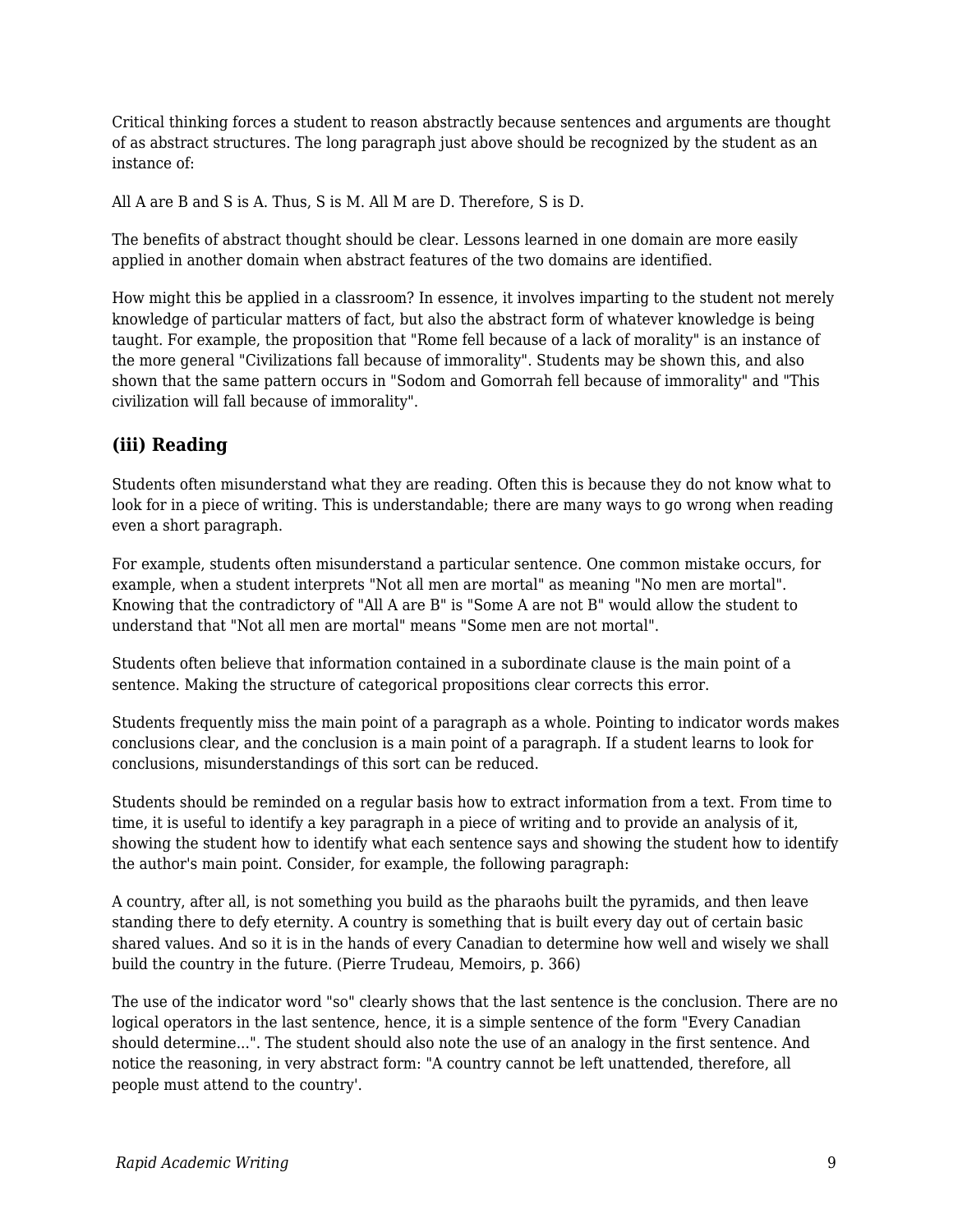Critical thinking forces a student to reason abstractly because sentences and arguments are thought of as abstract structures. The long paragraph just above should be recognized by the student as an instance of:

All A are B and S is A. Thus, S is M. All M are D. Therefore, S is D.

The benefits of abstract thought should be clear. Lessons learned in one domain are more easily applied in another domain when abstract features of the two domains are identified.

How might this be applied in a classroom? In essence, it involves imparting to the student not merely knowledge of particular matters of fact, but also the abstract form of whatever knowledge is being taught. For example, the proposition that "Rome fell because of a lack of morality" is an instance of the more general "Civilizations fall because of immorality". Students may be shown this, and also shown that the same pattern occurs in "Sodom and Gomorrah fell because of immorality" and "This civilization will fall because of immorality".

### (iii) Reading

Students often misunderstand what they are reading. Often this is because they do not know what to look for in a piece of writing. This is understandable; there are many ways to go wrong when reading even a short paragraph.

For example, students often misunderstand a particular sentence. One common mistake occurs, for example, when a student interprets "Not all men are mortal" as meaning "No men are mortal". Knowing that the contradictory of "All A are B" is "Some A are not B" would allow the student to understand that "Not all men are mortal" means "Some men are not mortal".

Students often believe that information contained in a subordinate clause is the main point of a sentence. Making the structure of categorical propositions clear corrects this error.

Students frequently miss the main point of a paragraph as a whole. Pointing to indicator words makes conclusions clear, and the conclusion is a main point of a paragraph. If a student learns to look for conclusions, misunderstandings of this sort can be reduced.

Students should be reminded on a regular basis how to extract information from a text. From time to time, it is useful to identify a key paragraph in a piece of writing and to provide an analysis of it, showing the student how to identify what each sentence says and showing the student how to identify the author's main point. Consider, for example, the following paragraph:

A country, after all, is not something you build as the pharaohs built the pyramids, and then leave standing there to defy eternity. A country is something that is built every day out of certain basic shared values. And so it is in the hands of every Canadian to determine how well and wisely we shall build the country in the future. (Pierre Trudeau, Memoirs, p. 366)

The use of the indicator word "so" clearly shows that the last sentence is the conclusion. There are no logical operators in the last sentence, hence, it is a simple sentence of the form "Every Canadian should determine...". The student should also note the use of an analogy in the first sentence. And notice the reasoning, in very abstract form: "A country cannot be left unattended, therefore, all people must attend to the country'.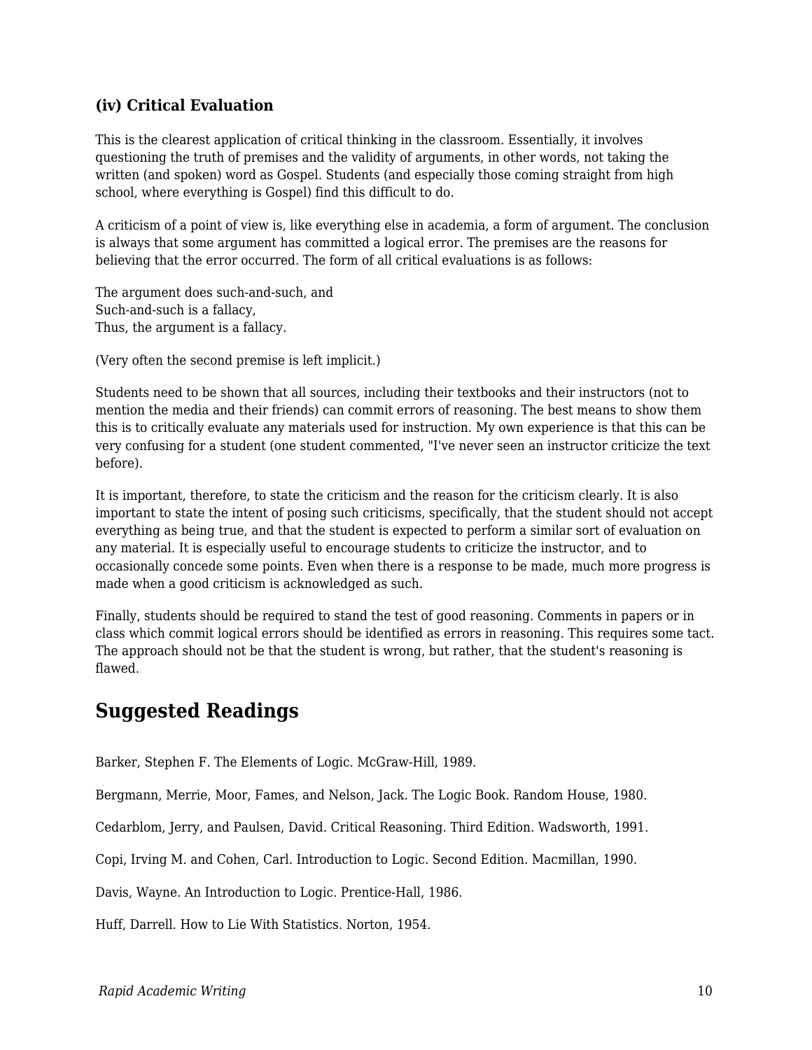### (iv) Critical Evaluation

This is the clearest application of critical thinking in the classroom. Essentially, it involves questioning the truth of premises and the validity of arguments, in other words, not taking the written (and spoken) word as Gospel. Students (and especially those coming straight from high school, where everything is Gospel) find this difficult to do.

A criticism of a point of view is, like everything else in academia, a form of argument. The conclusion is always that some argument has committed a logical error. The premises are the reasons for believing that the error occurred. The form of all critical evaluations is as follows:

The argument does such-and-such, and  
Such-and-such is a fallacy,  
Thus, the argument is a fallacy.

(Very often the second premise is left implicit.)

Students need to be shown that all sources, including their textbooks and their instructors (not to mention the media and their friends) can commit errors of reasoning. The best means to show them this is to critically evaluate any materials used for instruction. My own experience is that this can be very confusing for a student (one student commented, "I've never seen an instructor criticize the text before).

It is important, therefore, to state the criticism and the reason for the criticism clearly. It is also important to state the intent of posing such criticisms, specifically, that the student should not accept everything as being true, and that the student is expected to perform a similar sort of evaluation on any material. It is especially useful to encourage students to criticize the instructor, and to occasionally concede some points. Even when there is a response to be made, much more progress is made when a good criticism is acknowledged as such.

Finally, students should be required to stand the test of good reasoning. Comments in papers or in class which commit logical errors should be identified as errors in reasoning. This requires some tact. The approach should not be that the student is wrong, but rather, that the student's reasoning is flawed.

## Suggested Readings

Barker, Stephen F. The Elements of Logic. McGraw-Hill, 1989.

Bergmann, Merrie, Moor, Fames, and Nelson, Jack. The Logic Book. Random House, 1980.

Cedarblom, Jerry, and Paulsen, David. Critical Reasoning. Third Edition. Wadsworth, 1991.

Copi, Irving M. and Cohen, Carl. Introduction to Logic. Second Edition. Macmillan, 1990.

Davis, Wayne. An Introduction to Logic. Prentice-Hall, 1986.

Huff, Darrell. How to Lie With Statistics. Norton, 1954.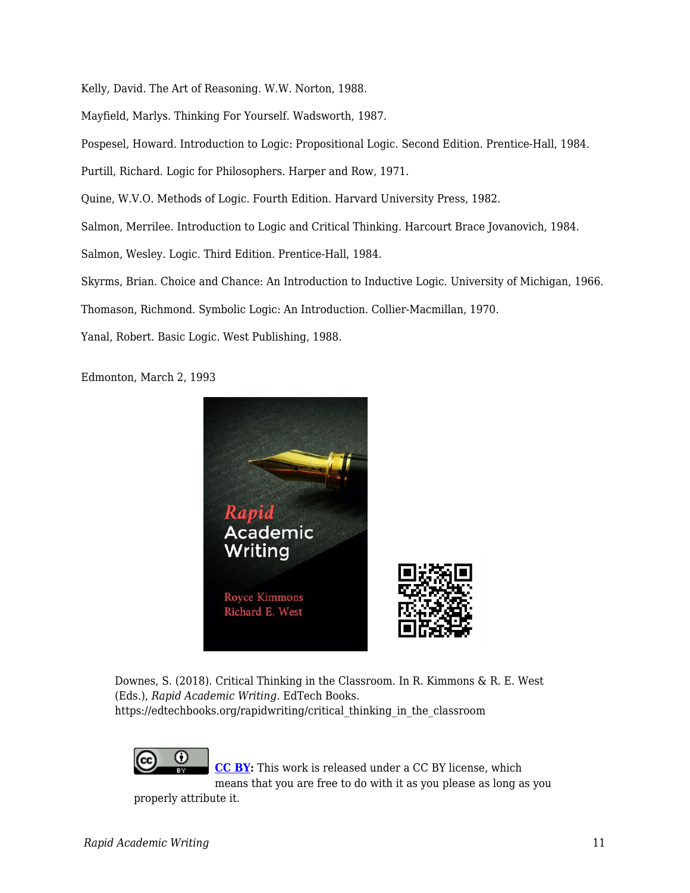Kelly, David. The Art of Reasoning. W.W. Norton, 1988.

Mayfield, Marlys. Thinking For Yourself. Wadsworth, 1987.

Pospesel, Howard. Introduction to Logic: Propositional Logic. Second Edition. Prentice-Hall, 1984.

Purtill, Richard. Logic for Philosophers. Harper and Row, 1971.

Quine, W.V.O. Methods of Logic. Fourth Edition. Harvard University Press, 1982.

Salmon, Merrilee. Introduction to Logic and Critical Thinking. Harcourt Brace Jovanovich, 1984.

Salmon, Wesley. Logic. Third Edition. Prentice-Hall, 1984.

Skyrms, Brian. Choice and Chance: An Introduction to Inductive Logic. University of Michigan, 1966.

Thomason, Richmond. Symbolic Logic: An Introduction. Collier-Macmillan, 1970.

Yanal, Robert. Basic Logic. West Publishing, 1988.

Edmonton, March 2, 1993

Downes, S. (2018). Critical Thinking in the Classroom. In R. Kimmons & R. E. West (Eds.), *Rapid Academic Writing*. EdTech Books. https://edtechbooks.org/rapidwriting/critical_thinking_in_the_classroom

**CC BY:** This work is released under a CC BY license, which means that you are free to do with it as you please as long as you properly attribute it.